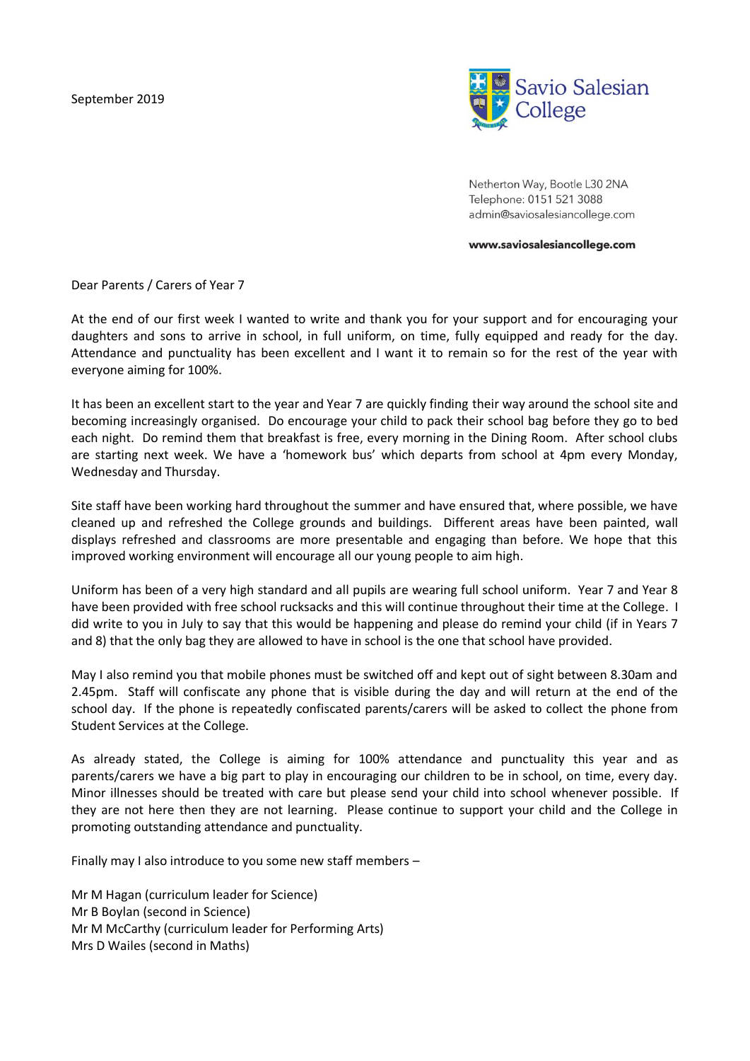September 2019

Savio Salesian College

Netherton Way, Bootle L30 2NA
Telephone: 0151 521 3088
admin@saviosalesiancollege.com

**www.saviosalesiancollege.com**

Dear Parents / Carers of Year 7

At the end of our first week I wanted to write and thank you for your support and for encouraging your daughters and sons to arrive in school, in full uniform, on time, fully equipped and ready for the day. Attendance and punctuality has been excellent and I want it to remain so for the rest of the year with everyone aiming for 100%.

It has been an excellent start to the year and Year 7 are quickly finding their way around the school site and becoming increasingly organised. Do encourage your child to pack their school bag before they go to bed each night. Do remind them that breakfast is free, every morning in the Dining Room. After school clubs are starting next week. We have a 'homework bus' which departs from school at 4pm every Monday, Wednesday and Thursday.

Site staff have been working hard throughout the summer and have ensured that, where possible, we have cleaned up and refreshed the College grounds and buildings. Different areas have been painted, wall displays refreshed and classrooms are more presentable and engaging than before. We hope that this improved working environment will encourage all our young people to aim high.

Uniform has been of a very high standard and all pupils are wearing full school uniform. Year 7 and Year 8 have been provided with free school rucksacks and this will continue throughout their time at the College. I did write to you in July to say that this would be happening and please do remind your child (if in Years 7 and 8) that the only bag they are allowed to have in school is the one that school have provided.

May I also remind you that mobile phones must be switched off and kept out of sight between 8.30am and 2.45pm. Staff will confiscate any phone that is visible during the day and will return at the end of the school day. If the phone is repeatedly confiscated parents/carers will be asked to collect the phone from Student Services at the College.

As already stated, the College is aiming for 100% attendance and punctuality this year and as parents/carers we have a big part to play in encouraging our children to be in school, on time, every day. Minor illnesses should be treated with care but please send your child into school whenever possible. If they are not here then they are not learning. Please continue to support your child and the College in promoting outstanding attendance and punctuality.

Finally may I also introduce to you some new staff members –

Mr M Hagan (curriculum leader for Science)
Mr B Boylan (second in Science)
Mr M McCarthy (curriculum leader for Performing Arts)
Mrs D Wailes (second in Maths)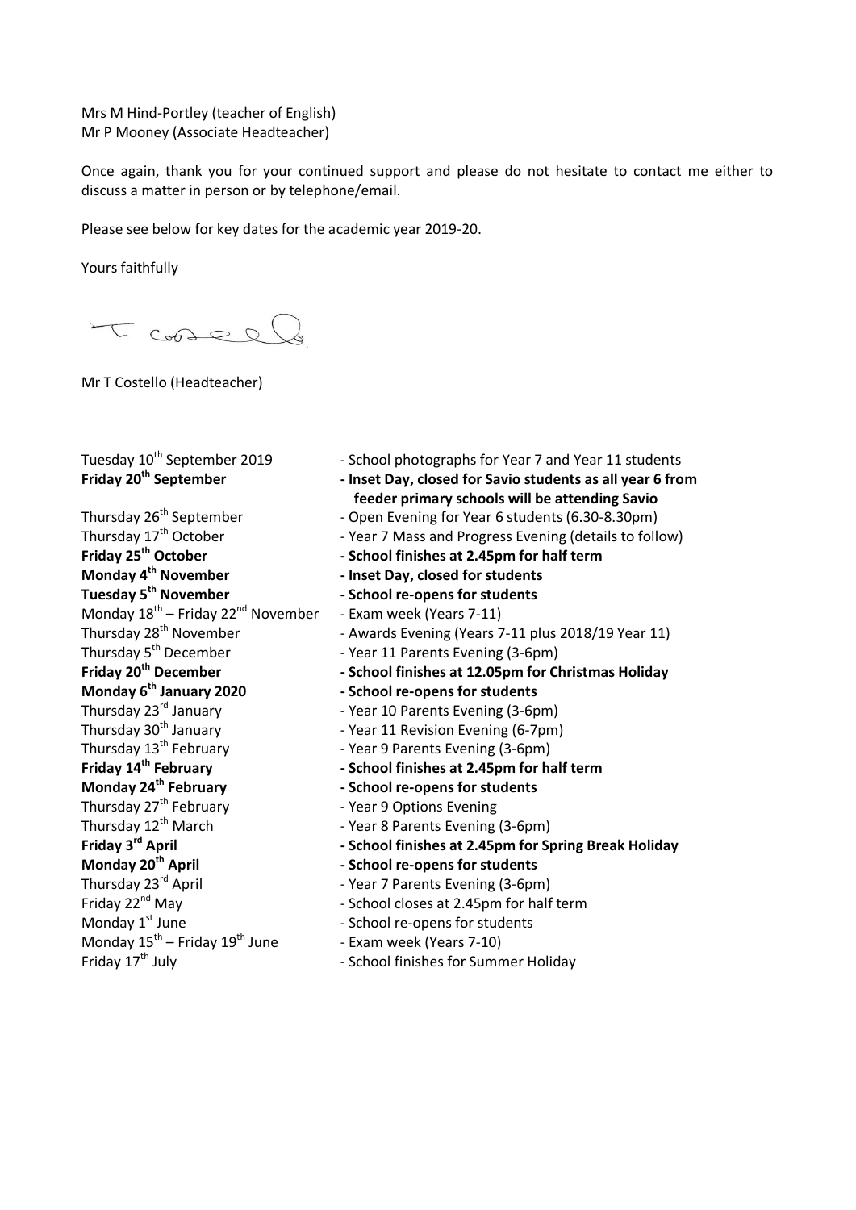Mrs M Hind-Portley (teacher of English)
Mr P Mooney (Associate Headteacher)

Once again, thank you for your continued support and please do not hesitate to contact me either to discuss a matter in person or by telephone/email.

Please see below for key dates for the academic year 2019-20.

Yours faithfully

Mr T Costello (Headteacher)

| | |
|---|---|
| Tuesday 10th September 2019 | - School photographs for Year 7 and Year 11 students |
| **Friday 20th September** | **- Inset Day, closed for Savio students as all year 6 from feeder primary schools will be attending Savio** |
| Thursday 26th September | - Open Evening for Year 6 students (6.30-8.30pm) |
| Thursday 17th October | - Year 7 Mass and Progress Evening (details to follow) |
| **Friday 25th October** | **- School finishes at 2.45pm for half term** |
| **Monday 4th November** | **- Inset Day, closed for students** |
| **Tuesday 5th November** | **- School re-opens for students** |
| Monday 18th – Friday 22nd November | - Exam week (Years 7-11) |
| Thursday 28th November | - Awards Evening (Years 7-11 plus 2018/19 Year 11) |
| Thursday 5th December | - Year 11 Parents Evening (3-6pm) |
| **Friday 20th December** | **- School finishes at 12.05pm for Christmas Holiday** |
| **Monday 6th January 2020** | **- School re-opens for students** |
| Thursday 23rd January | - Year 10 Parents Evening (3-6pm) |
| Thursday 30th January | - Year 11 Revision Evening (6-7pm) |
| Thursday 13th February | - Year 9 Parents Evening (3-6pm) |
| **Friday 14th February** | **- School finishes at 2.45pm for half term** |
| **Monday 24th February** | **- School re-opens for students** |
| Thursday 27th February | - Year 9 Options Evening |
| Thursday 12th March | - Year 8 Parents Evening (3-6pm) |
| **Friday 3rd April** | **- School finishes at 2.45pm for Spring Break Holiday** |
| **Monday 20th April** | **- School re-opens for students** |
| Thursday 23rd April | - Year 7 Parents Evening (3-6pm) |
| Friday 22nd May | - School closes at 2.45pm for half term |
| Monday 1st June | - School re-opens for students |
| Monday 15th – Friday 19th June | - Exam week (Years 7-10) |
| Friday 17th July | - School finishes for Summer Holiday |